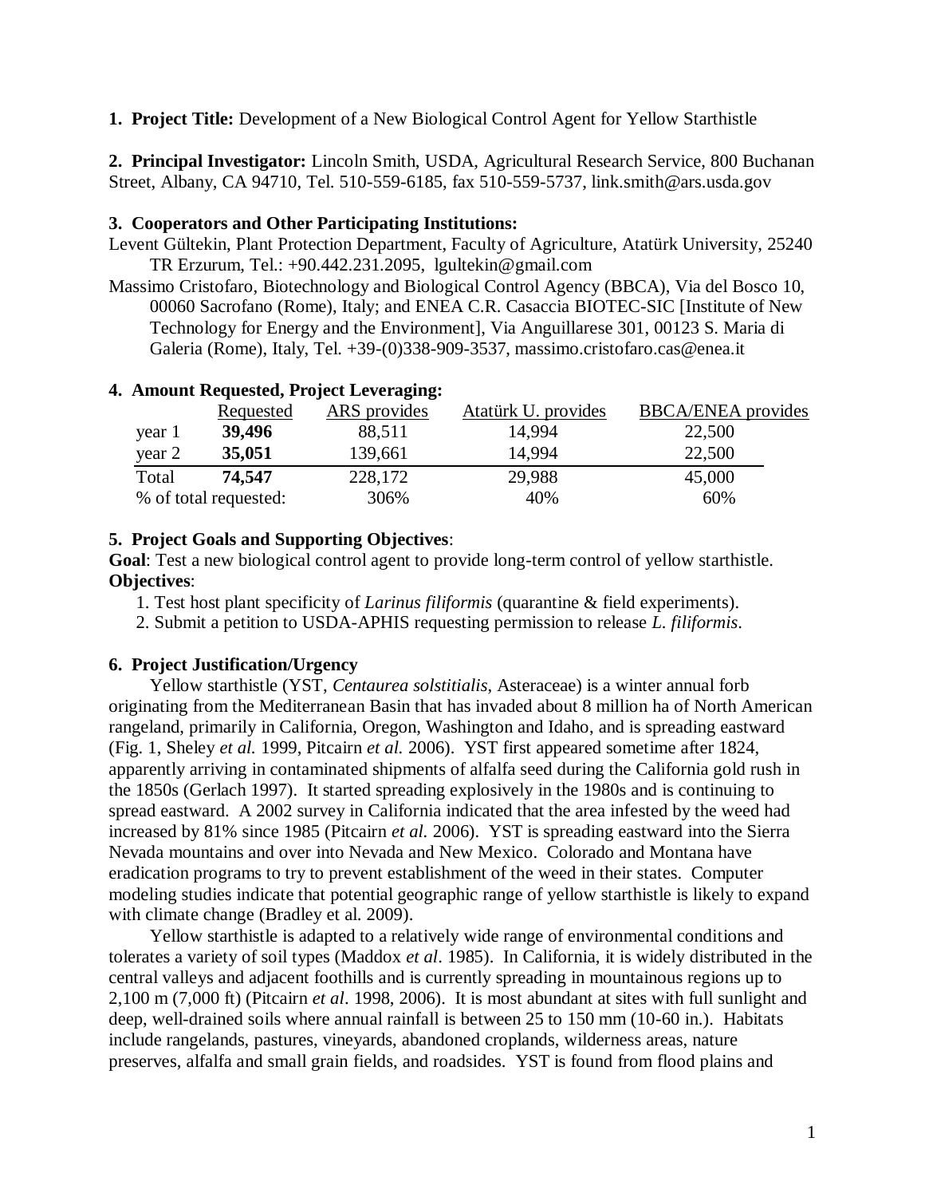**1. Project Title:** Development of a New Biological Control Agent for Yellow Starthistle

**2. Principal Investigator:** Lincoln Smith, USDA, Agricultural Research Service, 800 Buchanan Street, Albany, CA 94710, Tel. 510-559-6185, fax 510-559-5737, link.smith@ars.usda.gov

**3. Cooperators and Other Participating Institutions:**

Levent Gültekin, Plant Protection Department, Faculty of Agriculture, Atatürk University, 25240 TR Erzurum, Tel.: +90.442.231.2095, lgultekin@gmail.com

Massimo Cristofaro, Biotechnology and Biological Control Agency (BBCA), Via del Bosco 10, 00060 Sacrofano (Rome), Italy; and ENEA C.R. Casaccia BIOTEC-SIC [Institute of New Technology for Energy and the Environment], Via Anguillarese 301, 00123 S. Maria di Galeria (Rome), Italy, Tel. +39-(0)338-909-3537, massimo.cristofaro.cas@enea.it

**4. Amount Requested, Project Leveraging:**

| | Requested | ARS provides | Atatürk U. provides | BBCA/ENEA provides |
|---|---|---|---|---|
| year 1 | **39,496** | 88,511 | 14,994 | 22,500 |
| year 2 | **35,051** | 139,661 | 14,994 | 22,500 |
| Total | **74,547** | 228,172 | 29,988 | 45,000 |
| % of total requested: | | 306% | 40% | 60% |

**5. Project Goals and Supporting Objectives**:

**Goal**: Test a new biological control agent to provide long-term control of yellow starthistle.

**Objectives**:

1. Test host plant specificity of *Larinus filiformis* (quarantine & field experiments).
2. Submit a petition to USDA-APHIS requesting permission to release *L. filiformis*.

**6. Project Justification/Urgency**

Yellow starthistle (YST, *Centaurea solstitialis*, Asteraceae) is a winter annual forb originating from the Mediterranean Basin that has invaded about 8 million ha of North American rangeland, primarily in California, Oregon, Washington and Idaho, and is spreading eastward (Fig. 1, Sheley *et al.* 1999, Pitcairn *et al.* 2006). YST first appeared sometime after 1824, apparently arriving in contaminated shipments of alfalfa seed during the California gold rush in the 1850s (Gerlach 1997). It started spreading explosively in the 1980s and is continuing to spread eastward. A 2002 survey in California indicated that the area infested by the weed had increased by 81% since 1985 (Pitcairn *et al.* 2006). YST is spreading eastward into the Sierra Nevada mountains and over into Nevada and New Mexico. Colorado and Montana have eradication programs to try to prevent establishment of the weed in their states. Computer modeling studies indicate that potential geographic range of yellow starthistle is likely to expand with climate change (Bradley et al. 2009).

Yellow starthistle is adapted to a relatively wide range of environmental conditions and tolerates a variety of soil types (Maddox *et al*. 1985). In California, it is widely distributed in the central valleys and adjacent foothills and is currently spreading in mountainous regions up to 2,100 m (7,000 ft) (Pitcairn *et al*. 1998, 2006). It is most abundant at sites with full sunlight and deep, well-drained soils where annual rainfall is between 25 to 150 mm (10-60 in.). Habitats include rangelands, pastures, vineyards, abandoned croplands, wilderness areas, nature preserves, alfalfa and small grain fields, and roadsides. YST is found from flood plains and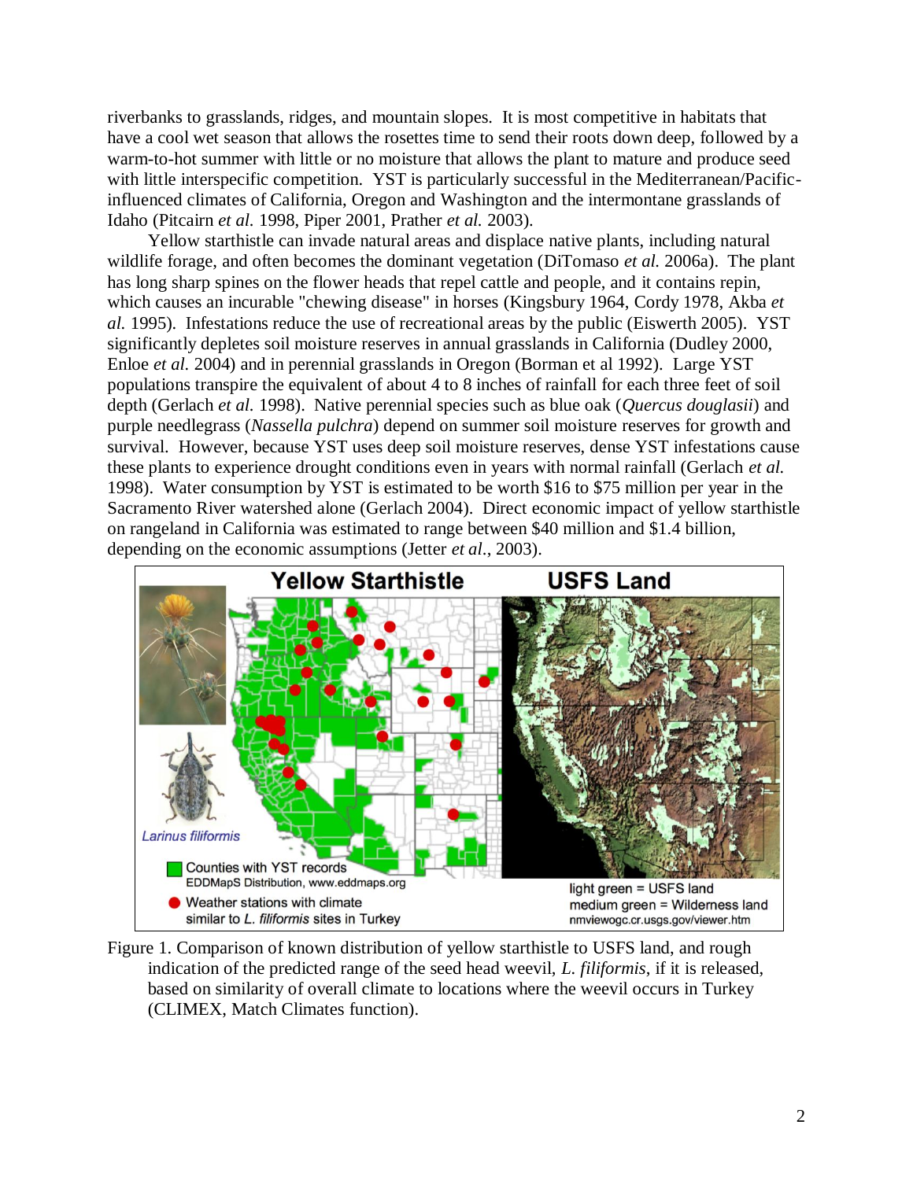riverbanks to grasslands, ridges, and mountain slopes. It is most competitive in habitats that have a cool wet season that allows the rosettes time to send their roots down deep, followed by a warm-to-hot summer with little or no moisture that allows the plant to mature and produce seed with little interspecific competition. YST is particularly successful in the Mediterranean/Pacific-influenced climates of California, Oregon and Washington and the intermontane grasslands of Idaho (Pitcairn *et al.* 1998, Piper 2001, Prather *et al.* 2003).

Yellow starthistle can invade natural areas and displace native plants, including natural wildlife forage, and often becomes the dominant vegetation (DiTomaso *et al.* 2006a). The plant has long sharp spines on the flower heads that repel cattle and people, and it contains repin, which causes an incurable "chewing disease" in horses (Kingsbury 1964, Cordy 1978, Akba *et al.* 1995). Infestations reduce the use of recreational areas by the public (Eisworth 2005). YST significantly depletes soil moisture reserves in annual grasslands in California (Dudley 2000, Enloe *et al.* 2004) and in perennial grasslands in Oregon (Borman et al 1992). Large YST populations transpire the equivalent of about 4 to 8 inches of rainfall for each three feet of soil depth (Gerlach *et al.* 1998). Native perennial species such as blue oak (*Quercus douglasii*) and purple needlegrass (*Nassella pulchra*) depend on summer soil moisture reserves for growth and survival. However, because YST uses deep soil moisture reserves, dense YST infestations cause these plants to experience drought conditions even in years with normal rainfall (Gerlach *et al.* 1998). Water consumption by YST is estimated to be worth $16 to $75 million per year in the Sacramento River watershed alone (Gerlach 2004). Direct economic impact of yellow starthistle on rangeland in California was estimated to range between $40 million and $1.4 billion, depending on the economic assumptions (Jetter *et al*., 2003).

Figure 1. Comparison of known distribution of yellow starthistle to USFS land, and rough indication of the predicted range of the seed head weevil, *L. filiformis*, if it is released, based on similarity of overall climate to locations where the weevil occurs in Turkey (CLIMEX, Match Climates function).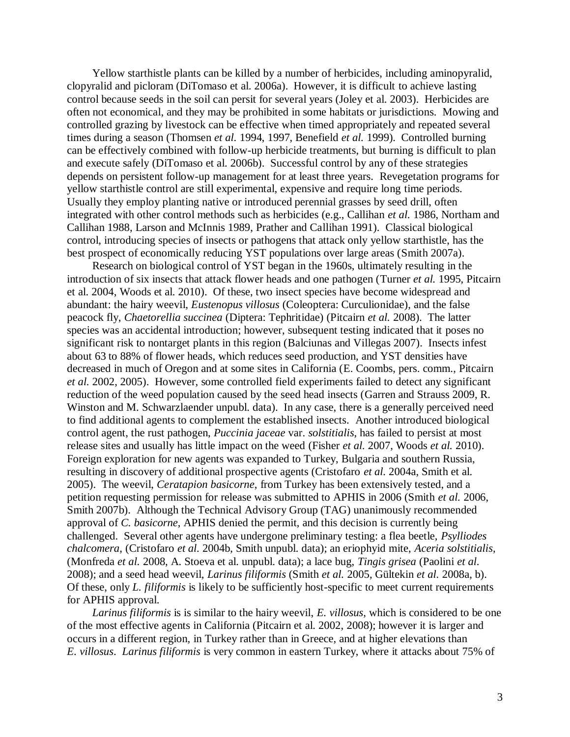Yellow starthistle plants can be killed by a number of herbicides, including aminopyralid, clopyralid and picloram (DiTomaso et al. 2006a). However, it is difficult to achieve lasting control because seeds in the soil can persit for several years (Joley et al. 2003). Herbicides are often not economical, and they may be prohibited in some habitats or jurisdictions. Mowing and controlled grazing by livestock can be effective when timed appropriately and repeated several times during a season (Thomsen *et al.* 1994, 1997, Benefield *et al.* 1999). Controlled burning can be effectively combined with follow-up herbicide treatments, but burning is difficult to plan and execute safely (DiTomaso et al. 2006b). Successful control by any of these strategies depends on persistent follow-up management for at least three years. Revegetation programs for yellow starthistle control are still experimental, expensive and require long time periods. Usually they employ planting native or introduced perennial grasses by seed drill, often integrated with other control methods such as herbicides (e.g., Callihan *et al.* 1986, Northam and Callihan 1988, Larson and McInnis 1989, Prather and Callihan 1991). Classical biological control, introducing species of insects or pathogens that attack only yellow starthistle, has the best prospect of economically reducing YST populations over large areas (Smith 2007a).

Research on biological control of YST began in the 1960s, ultimately resulting in the introduction of six insects that attack flower heads and one pathogen (Turner *et al.* 1995, Pitcairn et al. 2004, Woods et al. 2010). Of these, two insect species have become widespread and abundant: the hairy weevil, *Eustenopus villosus* (Coleoptera: Curculionidae), and the false peacock fly, *Chaetorellia succinea* (Diptera: Tephritidae) (Pitcairn *et al.* 2008). The latter species was an accidental introduction; however, subsequent testing indicated that it poses no significant risk to nontarget plants in this region (Balciunas and Villegas 2007). Insects infest about 63 to 88% of flower heads, which reduces seed production, and YST densities have decreased in much of Oregon and at some sites in California (E. Coombs, pers. comm., Pitcairn *et al.* 2002, 2005). However, some controlled field experiments failed to detect any significant reduction of the weed population caused by the seed head insects (Garren and Strauss 2009, R. Winston and M. Schwarzlaender unpubl. data). In any case, there is a generally perceived need to find additional agents to complement the established insects. Another introduced biological control agent, the rust pathogen, *Puccinia jaceae* var. *solstitialis*, has failed to persist at most release sites and usually has little impact on the weed (Fisher *et al.* 2007, Woods *et al.* 2010). Foreign exploration for new agents was expanded to Turkey, Bulgaria and southern Russia, resulting in discovery of additional prospective agents (Cristofaro *et al.* 2004a, Smith et al. 2005). The weevil, *Ceratapion basicorne*, from Turkey has been extensively tested, and a petition requesting permission for release was submitted to APHIS in 2006 (Smith *et al.* 2006, Smith 2007b). Although the Technical Advisory Group (TAG) unanimously recommended approval of *C. basicorne*, APHIS denied the permit, and this decision is currently being challenged. Several other agents have undergone preliminary testing: a flea beetle, *Psylliodes chalcomera*, (Cristofaro *et al.* 2004b, Smith unpubl. data); an eriophyid mite, *Aceria solstitialis*, (Monfreda *et al.* 2008, A. Stoeva et al. unpubl. data); a lace bug, *Tingis grisea* (Paolini *et al.* 2008); and a seed head weevil, *Larinus filiformis* (Smith *et al.* 2005, Gültekin *et al.* 2008a, b). Of these, only *L. filiformis* is likely to be sufficiently host-specific to meet current requirements for APHIS approval.

*Larinus filiformis* is is similar to the hairy weevil, *E. villosus*, which is considered to be one of the most effective agents in California (Pitcairn et al. 2002, 2008); however it is larger and occurs in a different region, in Turkey rather than in Greece, and at higher elevations than *E. villosus*. *Larinus filiformis* is very common in eastern Turkey, where it attacks about 75% of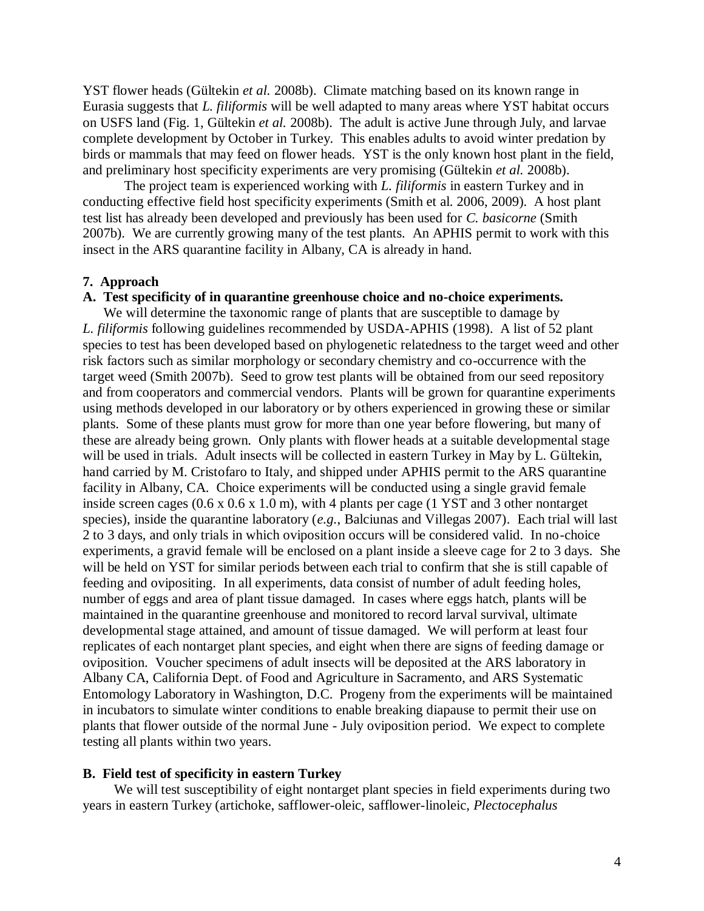YST flower heads (Gültekin *et al.* 2008b). Climate matching based on its known range in Eurasia suggests that *L. filiformis* will be well adapted to many areas where YST habitat occurs on USFS land (Fig. 1, Gültekin *et al.* 2008b). The adult is active June through July, and larvae complete development by October in Turkey. This enables adults to avoid winter predation by birds or mammals that may feed on flower heads. YST is the only known host plant in the field, and preliminary host specificity experiments are very promising (Gültekin *et al.* 2008b).

The project team is experienced working with *L. filiformis* in eastern Turkey and in conducting effective field host specificity experiments (Smith et al. 2006, 2009). A host plant test list has already been developed and previously has been used for *C. basicorne* (Smith 2007b). We are currently growing many of the test plants. An APHIS permit to work with this insect in the ARS quarantine facility in Albany, CA is already in hand.

**7. Approach**

**A. Test specificity of in quarantine greenhouse choice and no-choice experiments.**

We will determine the taxonomic range of plants that are susceptible to damage by *L. filiformis* following guidelines recommended by USDA-APHIS (1998). A list of 52 plant species to test has been developed based on phylogenetic relatedness to the target weed and other risk factors such as similar morphology or secondary chemistry and co-occurrence with the target weed (Smith 2007b). Seed to grow test plants will be obtained from our seed repository and from cooperators and commercial vendors. Plants will be grown for quarantine experiments using methods developed in our laboratory or by others experienced in growing these or similar plants. Some of these plants must grow for more than one year before flowering, but many of these are already being grown. Only plants with flower heads at a suitable developmental stage will be used in trials. Adult insects will be collected in eastern Turkey in May by L. Gültekin, hand carried by M. Cristofaro to Italy, and shipped under APHIS permit to the ARS quarantine facility in Albany, CA. Choice experiments will be conducted using a single gravid female inside screen cages (0.6 x 0.6 x 1.0 m), with 4 plants per cage (1 YST and 3 other nontarget species), inside the quarantine laboratory (*e.g.*, Balciunas and Villegas 2007). Each trial will last 2 to 3 days, and only trials in which oviposition occurs will be considered valid. In no-choice experiments, a gravid female will be enclosed on a plant inside a sleeve cage for 2 to 3 days. She will be held on YST for similar periods between each trial to confirm that she is still capable of feeding and ovipositing. In all experiments, data consist of number of adult feeding holes, number of eggs and area of plant tissue damaged. In cases where eggs hatch, plants will be maintained in the quarantine greenhouse and monitored to record larval survival, ultimate developmental stage attained, and amount of tissue damaged. We will perform at least four replicates of each nontarget plant species, and eight when there are signs of feeding damage or oviposition. Voucher specimens of adult insects will be deposited at the ARS laboratory in Albany CA, California Dept. of Food and Agriculture in Sacramento, and ARS Systematic Entomology Laboratory in Washington, D.C. Progeny from the experiments will be maintained in incubators to simulate winter conditions to enable breaking diapause to permit their use on plants that flower outside of the normal June - July oviposition period. We expect to complete testing all plants within two years.

**B. Field test of specificity in eastern Turkey**

We will test susceptibility of eight nontarget plant species in field experiments during two years in eastern Turkey (artichoke, safflower-oleic, safflower-linoleic, *Plectocephalus*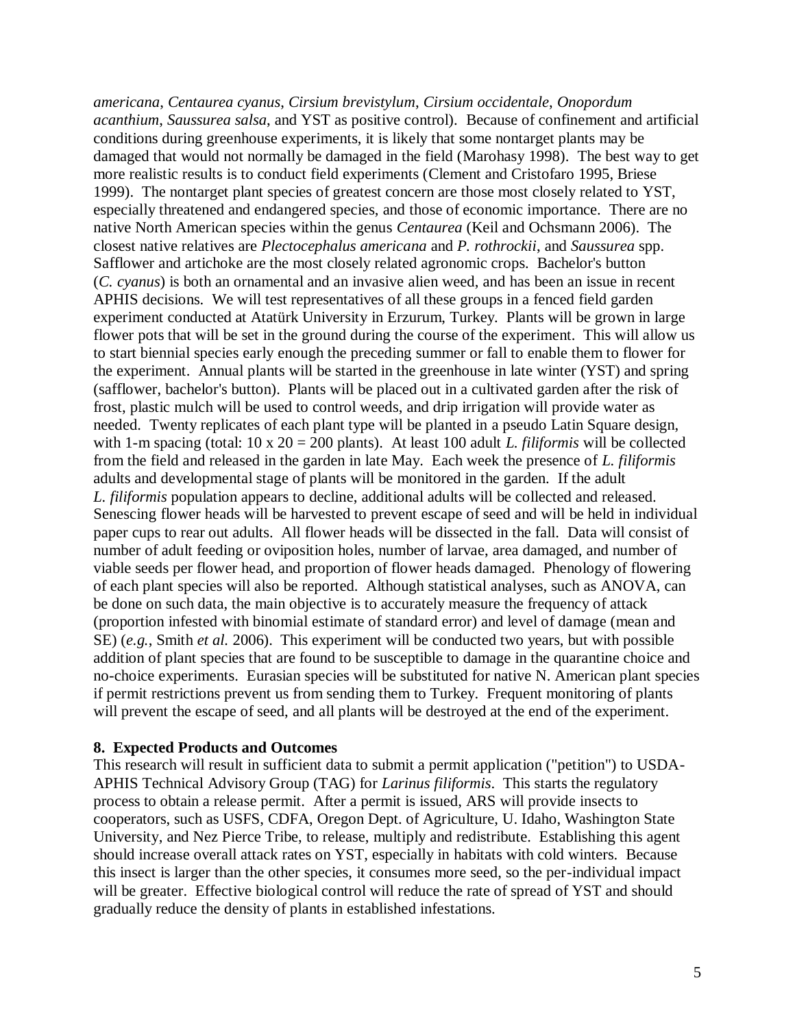*americana*, *Centaurea cyanus*, *Cirsium brevistylum*, *Cirsium occidentale*, *Onopordum acanthium*, *Saussurea salsa*, and YST as positive control). Because of confinement and artificial conditions during greenhouse experiments, it is likely that some nontarget plants may be damaged that would not normally be damaged in the field (Marohasy 1998). The best way to get more realistic results is to conduct field experiments (Clement and Cristofaro 1995, Briese 1999). The nontarget plant species of greatest concern are those most closely related to YST, especially threatened and endangered species, and those of economic importance. There are no native North American species within the genus *Centaurea* (Keil and Ochsmann 2006). The closest native relatives are *Plectocephalus americana* and *P. rothrockii*, and *Saussurea* spp. Safflower and artichoke are the most closely related agronomic crops. Bachelor's button (*C. cyanus*) is both an ornamental and an invasive alien weed, and has been an issue in recent APHIS decisions. We will test representatives of all these groups in a fenced field garden experiment conducted at Atatürk University in Erzurum, Turkey. Plants will be grown in large flower pots that will be set in the ground during the course of the experiment. This will allow us to start biennial species early enough the preceding summer or fall to enable them to flower for the experiment. Annual plants will be started in the greenhouse in late winter (YST) and spring (safflower, bachelor's button). Plants will be placed out in a cultivated garden after the risk of frost, plastic mulch will be used to control weeds, and drip irrigation will provide water as needed. Twenty replicates of each plant type will be planted in a pseudo Latin Square design, with 1-m spacing (total: 10 x 20 = 200 plants). At least 100 adult *L. filiformis* will be collected from the field and released in the garden in late May. Each week the presence of *L. filiformis* adults and developmental stage of plants will be monitored in the garden. If the adult *L. filiformis* population appears to decline, additional adults will be collected and released. Senescing flower heads will be harvested to prevent escape of seed and will be held in individual paper cups to rear out adults. All flower heads will be dissected in the fall. Data will consist of number of adult feeding or oviposition holes, number of larvae, area damaged, and number of viable seeds per flower head, and proportion of flower heads damaged. Phenology of flowering of each plant species will also be reported. Although statistical analyses, such as ANOVA, can be done on such data, the main objective is to accurately measure the frequency of attack (proportion infested with binomial estimate of standard error) and level of damage (mean and SE) (*e.g.*, Smith *et al.* 2006). This experiment will be conducted two years, but with possible addition of plant species that are found to be susceptible to damage in the quarantine choice and no-choice experiments. Eurasian species will be substituted for native N. American plant species if permit restrictions prevent us from sending them to Turkey. Frequent monitoring of plants will prevent the escape of seed, and all plants will be destroyed at the end of the experiment.

**8. Expected Products and Outcomes**

This research will result in sufficient data to submit a permit application ("petition") to USDA-APHIS Technical Advisory Group (TAG) for *Larinus filiformis*. This starts the regulatory process to obtain a release permit. After a permit is issued, ARS will provide insects to cooperators, such as USFS, CDFA, Oregon Dept. of Agriculture, U. Idaho, Washington State University, and Nez Pierce Tribe, to release, multiply and redistribute. Establishing this agent should increase overall attack rates on YST, especially in habitats with cold winters. Because this insect is larger than the other species, it consumes more seed, so the per-individual impact will be greater. Effective biological control will reduce the rate of spread of YST and should gradually reduce the density of plants in established infestations.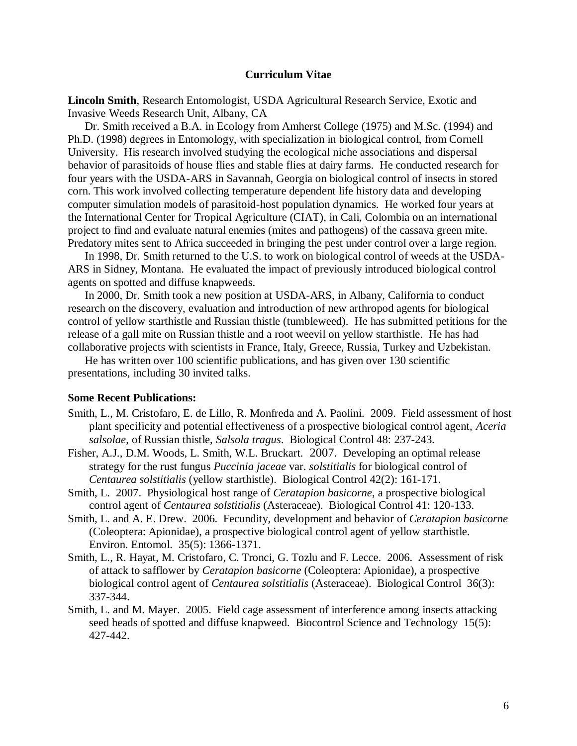## Curriculum Vitae

**Lincoln Smith**, Research Entomologist, USDA Agricultural Research Service, Exotic and Invasive Weeds Research Unit, Albany, CA

Dr. Smith received a B.A. in Ecology from Amherst College (1975) and M.Sc. (1994) and Ph.D. (1998) degrees in Entomology, with specialization in biological control, from Cornell University. His research involved studying the ecological niche associations and dispersal behavior of parasitoids of house flies and stable flies at dairy farms. He conducted research for four years with the USDA-ARS in Savannah, Georgia on biological control of insects in stored corn. This work involved collecting temperature dependent life history data and developing computer simulation models of parasitoid-host population dynamics. He worked four years at the International Center for Tropical Agriculture (CIAT), in Cali, Colombia on an international project to find and evaluate natural enemies (mites and pathogens) of the cassava green mite. Predatory mites sent to Africa succeeded in bringing the pest under control over a large region.

In 1998, Dr. Smith returned to the U.S. to work on biological control of weeds at the USDA-ARS in Sidney, Montana. He evaluated the impact of previously introduced biological control agents on spotted and diffuse knapweeds.

In 2000, Dr. Smith took a new position at USDA-ARS, in Albany, California to conduct research on the discovery, evaluation and introduction of new arthropod agents for biological control of yellow starthistle and Russian thistle (tumbleweed). He has submitted petitions for the release of a gall mite on Russian thistle and a root weevil on yellow starthistle. He has had collaborative projects with scientists in France, Italy, Greece, Russia, Turkey and Uzbekistan.

He has written over 100 scientific publications, and has given over 130 scientific presentations, including 30 invited talks.

**Some Recent Publications:**

Smith, L., M. Cristofaro, E. de Lillo, R. Monfreda and A. Paolini. 2009. Field assessment of host plant specificity and potential effectiveness of a prospective biological control agent, *Aceria salsolae*, of Russian thistle, *Salsola tragus*. Biological Control 48: 237-243.

Fisher, A.J., D.M. Woods, L. Smith, W.L. Bruckart. 2007. Developing an optimal release strategy for the rust fungus *Puccinia jaceae* var. *solstitialis* for biological control of *Centaurea solstitialis* (yellow starthistle). Biological Control 42(2): 161-171.

Smith, L. 2007. Physiological host range of *Ceratapion basicorne*, a prospective biological control agent of *Centaurea solstitialis* (Asteraceae). Biological Control 41: 120-133.

Smith, L. and A. E. Drew. 2006. Fecundity, development and behavior of *Ceratapion basicorne* (Coleoptera: Apionidae), a prospective biological control agent of yellow starthistle. Environ. Entomol. 35(5): 1366-1371.

Smith, L., R. Hayat, M. Cristofaro, C. Tronci, G. Tozlu and F. Lecce. 2006. Assessment of risk of attack to safflower by *Ceratapion basicorne* (Coleoptera: Apionidae), a prospective biological control agent of *Centaurea solstitialis* (Asteraceae). Biological Control 36(3): 337-344.

Smith, L. and M. Mayer. 2005. Field cage assessment of interference among insects attacking seed heads of spotted and diffuse knapweed. Biocontrol Science and Technology 15(5): 427-442.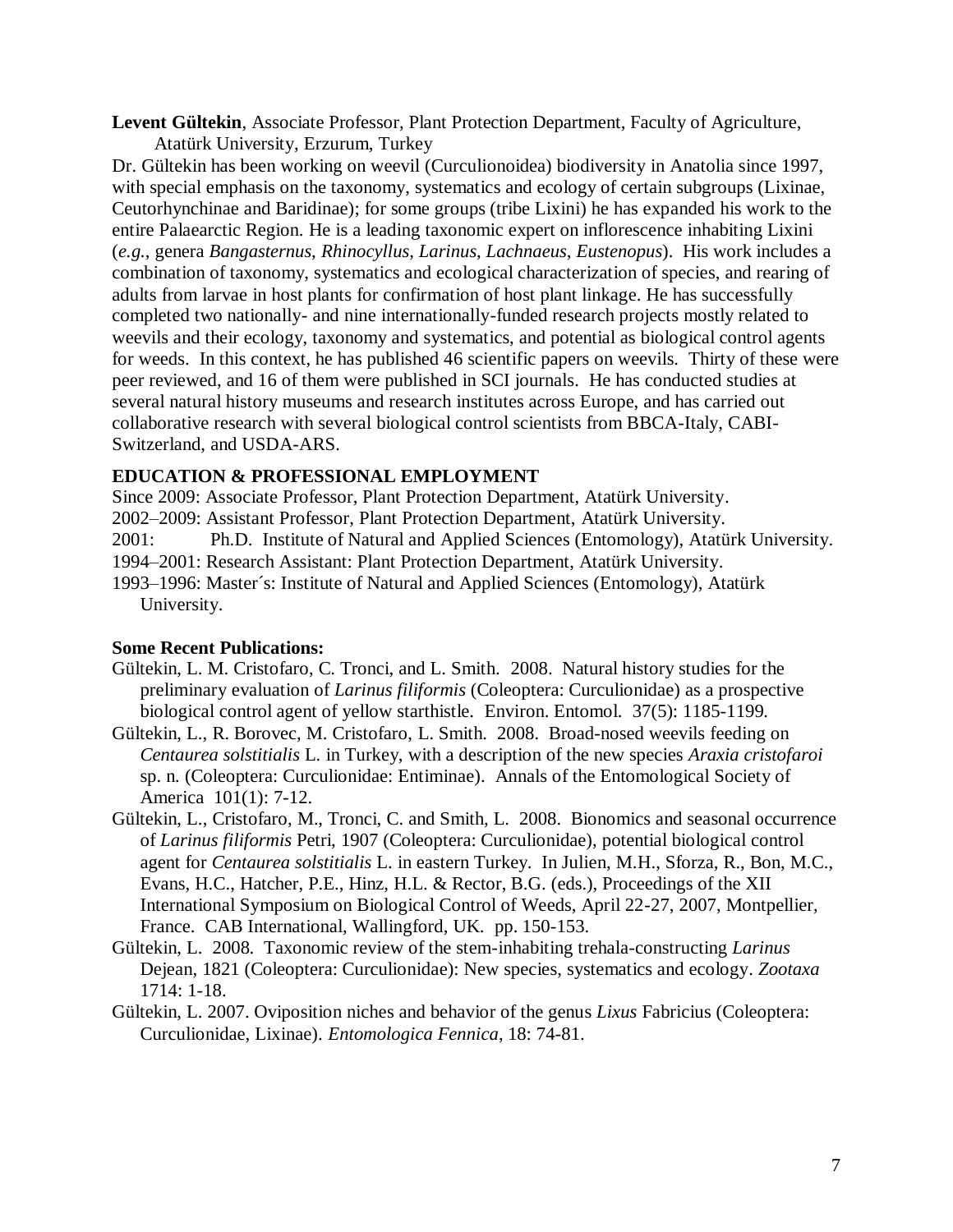**Levent Gültekin**, Associate Professor, Plant Protection Department, Faculty of Agriculture, Atatürk University, Erzurum, Turkey

Dr. Gültekin has been working on weevil (Curculionoidea) biodiversity in Anatolia since 1997, with special emphasis on the taxonomy, systematics and ecology of certain subgroups (Lixinae, Ceutorhynchinae and Baridinae); for some groups (tribe Lixini) he has expanded his work to the entire Palaearctic Region. He is a leading taxonomic expert on inflorescence inhabiting Lixini (*e.g.*, genera *Bangasternus*, *Rhinocyllus*, *Larinus*, *Lachnaeus*, *Eustenopus*). His work includes a combination of taxonomy, systematics and ecological characterization of species, and rearing of adults from larvae in host plants for confirmation of host plant linkage. He has successfully completed two nationally- and nine internationally-funded research projects mostly related to weevils and their ecology, taxonomy and systematics, and potential as biological control agents for weeds. In this context, he has published 46 scientific papers on weevils. Thirty of these were peer reviewed, and 16 of them were published in SCI journals. He has conducted studies at several natural history museums and research institutes across Europe, and has carried out collaborative research with several biological control scientists from BBCA-Italy, CABI-Switzerland, and USDA-ARS.

**EDUCATION & PROFESSIONAL EMPLOYMENT**

Since 2009: Associate Professor, Plant Protection Department, Atatürk University.
2002–2009: Assistant Professor, Plant Protection Department, Atatürk University.
2001: Ph.D. Institute of Natural and Applied Sciences (Entomology), Atatürk University.
1994–2001: Research Assistant: Plant Protection Department, Atatürk University.
1993–1996: Master´s: Institute of Natural and Applied Sciences (Entomology), Atatürk University.

**Some Recent Publications:**

Gültekin, L. M. Cristofaro, C. Tronci, and L. Smith. 2008. Natural history studies for the preliminary evaluation of *Larinus filiformis* (Coleoptera: Curculionidae) as a prospective biological control agent of yellow starthistle. Environ. Entomol. 37(5): 1185-1199.

Gültekin, L., R. Borovec, M. Cristofaro, L. Smith. 2008. Broad-nosed weevils feeding on *Centaurea solstitialis* L. in Turkey, with a description of the new species *Araxia cristofaroi* sp. n. (Coleoptera: Curculionidae: Entiminae). Annals of the Entomological Society of America 101(1): 7-12.

Gültekin, L., Cristofaro, M., Tronci, C. and Smith, L. 2008. Bionomics and seasonal occurrence of *Larinus filiformis* Petri, 1907 (Coleoptera: Curculionidae), potential biological control agent for *Centaurea solstitialis* L. in eastern Turkey. In Julien, M.H., Sforza, R., Bon, M.C., Evans, H.C., Hatcher, P.E., Hinz, H.L. & Rector, B.G. (eds.), Proceedings of the XII International Symposium on Biological Control of Weeds, April 22-27, 2007, Montpellier, France. CAB International, Wallingford, UK. pp. 150-153.

Gültekin, L. 2008. Taxonomic review of the stem-inhabiting trehala-constructing *Larinus* Dejean, 1821 (Coleoptera: Curculionidae): New species, systematics and ecology. *Zootaxa* 1714: 1-18.

Gültekin, L. 2007. Oviposition niches and behavior of the genus *Lixus* Fabricius (Coleoptera: Curculionidae, Lixinae). *Entomologica Fennica*, 18: 74-81.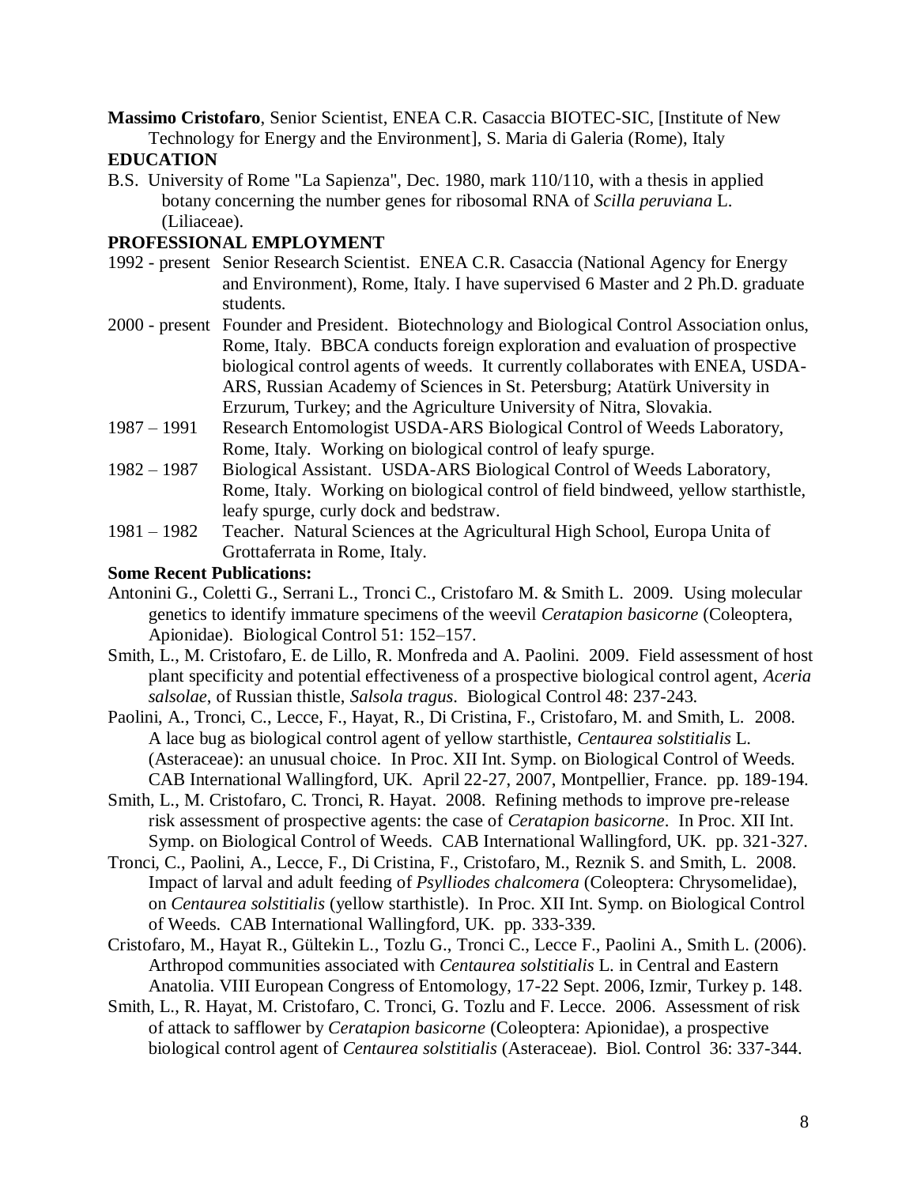**Massimo Cristofaro**, Senior Scientist, ENEA C.R. Casaccia BIOTEC-SIC, [Institute of New Technology for Energy and the Environment], S. Maria di Galeria (Rome), Italy

**EDUCATION**

B.S. University of Rome "La Sapienza", Dec. 1980, mark 110/110, with a thesis in applied botany concerning the number genes for ribosomal RNA of *Scilla peruviana* L. (Liliaceae).

**PROFESSIONAL EMPLOYMENT**

1992 - present Senior Research Scientist. ENEA C.R. Casaccia (National Agency for Energy and Environment), Rome, Italy. I have supervised 6 Master and 2 Ph.D. graduate students.

2000 - present Founder and President. Biotechnology and Biological Control Association onlus, Rome, Italy. BBCA conducts foreign exploration and evaluation of prospective biological control agents of weeds. It currently collaborates with ENEA, USDA-ARS, Russian Academy of Sciences in St. Petersburg; Atatürk University in Erzurum, Turkey; and the Agriculture University of Nitra, Slovakia.

1987 – 1991 Research Entomologist USDA-ARS Biological Control of Weeds Laboratory, Rome, Italy. Working on biological control of leafy spurge.

1982 – 1987 Biological Assistant. USDA-ARS Biological Control of Weeds Laboratory, Rome, Italy. Working on biological control of field bindweed, yellow starthistle, leafy spurge, curly dock and bedstraw.

1981 – 1982 Teacher. Natural Sciences at the Agricultural High School, Europa Unita of Grottaferrata in Rome, Italy.

**Some Recent Publications:**

Antonini G., Coletti G., Serrani L., Tronci C., Cristofaro M. & Smith L. 2009. Using molecular genetics to identify immature specimens of the weevil *Ceratapion basicorne* (Coleoptera, Apionidae). Biological Control 51: 152–157.

Smith, L., M. Cristofaro, E. de Lillo, R. Monfreda and A. Paolini. 2009. Field assessment of host plant specificity and potential effectiveness of a prospective biological control agent, *Aceria salsolae*, of Russian thistle, *Salsola tragus*. Biological Control 48: 237-243.

Paolini, A., Tronci, C., Lecce, F., Hayat, R., Di Cristina, F., Cristofaro, M. and Smith, L. 2008. A lace bug as biological control agent of yellow starthistle, *Centaurea solstitialis* L. (Asteraceae): an unusual choice. In Proc. XII Int. Symp. on Biological Control of Weeds. CAB International Wallingford, UK. April 22-27, 2007, Montpellier, France. pp. 189-194.

Smith, L., M. Cristofaro, C. Tronci, R. Hayat. 2008. Refining methods to improve pre-release risk assessment of prospective agents: the case of *Ceratapion basicorne*. In Proc. XII Int. Symp. on Biological Control of Weeds. CAB International Wallingford, UK. pp. 321-327.

Tronci, C., Paolini, A., Lecce, F., Di Cristina, F., Cristofaro, M., Reznik S. and Smith, L. 2008. Impact of larval and adult feeding of *Psylliodes chalcomera* (Coleoptera: Chrysomelidae), on *Centaurea solstitialis* (yellow starthistle). In Proc. XII Int. Symp. on Biological Control of Weeds. CAB International Wallingford, UK. pp. 333-339.

Cristofaro, M., Hayat R., Gültekin L., Tozlu G., Tronci C., Lecce F., Paolini A., Smith L. (2006). Arthropod communities associated with *Centaurea solstitialis* L. in Central and Eastern Anatolia. VIII European Congress of Entomology, 17-22 Sept. 2006, Izmir, Turkey p. 148.

Smith, L., R. Hayat, M. Cristofaro, C. Tronci, G. Tozlu and F. Lecce. 2006. Assessment of risk of attack to safflower by *Ceratapion basicorne* (Coleoptera: Apionidae), a prospective biological control agent of *Centaurea solstitialis* (Asteraceae). Biol. Control 36: 337-344.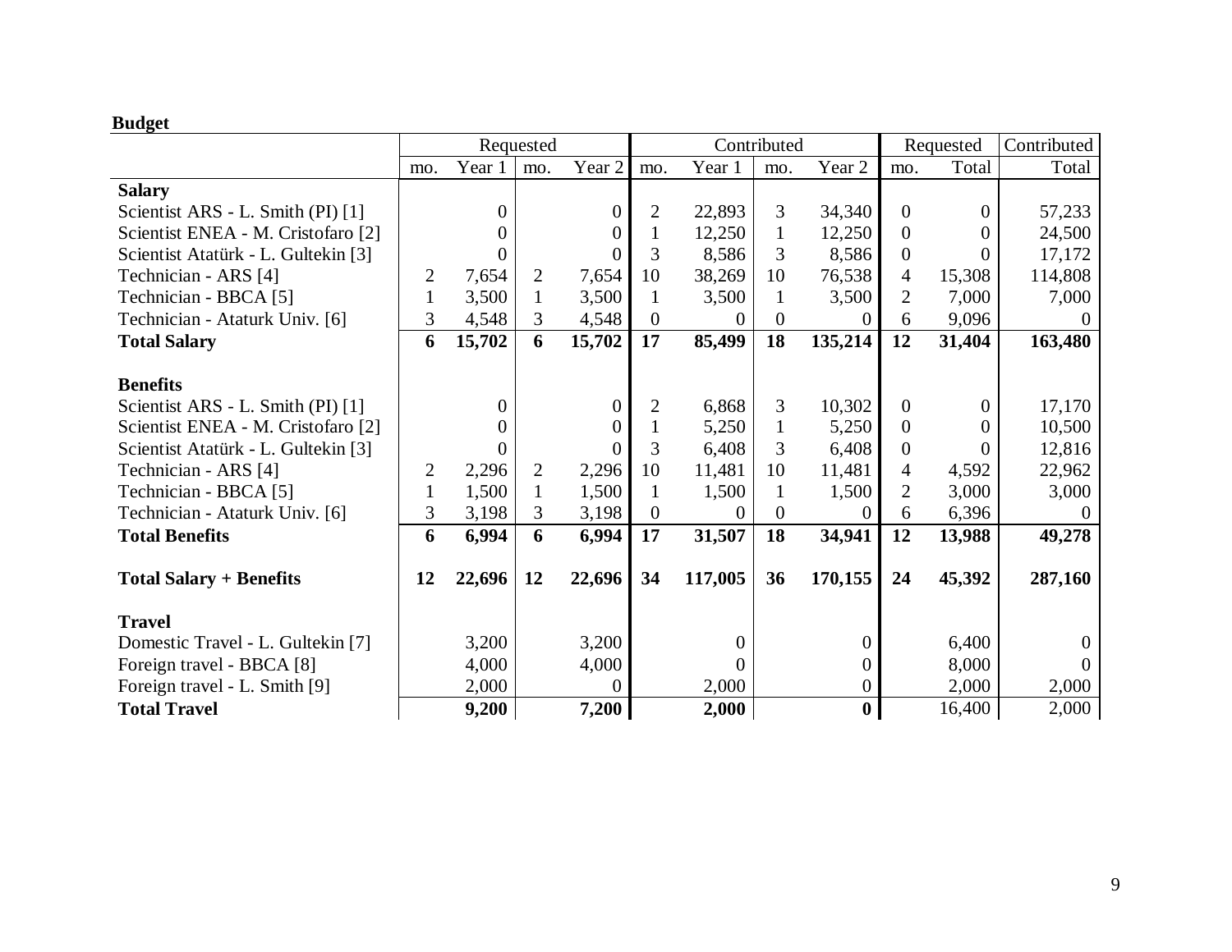**Budget**

| | Requested | | | | Contributed | | | | Requested | | Contributed |
|---|---|---|---|---|---|---|---|---|---|---|---|
| | mo. | Year 1 | mo. | Year 2 | mo. | Year 1 | mo. | Year 2 | mo. | Total | Total |
| **Salary** | | | | | | | | | | | |
| Scientist ARS - L. Smith (PI) [1] | | 0 | | 0 | 2 | 22,893 | 3 | 34,340 | 0 | 0 | 57,233 |
| Scientist ENEA - M. Cristofaro [2] | | 0 | | 0 | 1 | 12,250 | 1 | 12,250 | 0 | 0 | 24,500 |
| Scientist Atatürk - L. Gultekin [3] | | 0 | | 0 | 3 | 8,586 | 3 | 8,586 | 0 | 0 | 17,172 |
| Technician - ARS [4] | 2 | 7,654 | 2 | 7,654 | 10 | 38,269 | 10 | 76,538 | 4 | 15,308 | 114,808 |
| Technician - BBCA [5] | 1 | 3,500 | 1 | 3,500 | 1 | 3,500 | 1 | 3,500 | 2 | 7,000 | 7,000 |
| Technician - Ataturk Univ. [6] | 3 | 4,548 | 3 | 4,548 | 0 | 0 | 0 | 0 | 6 | 9,096 | 0 |
| **Total Salary** | **6** | **15,702** | **6** | **15,702** | **17** | **85,499** | **18** | **135,214** | **12** | **31,404** | **163,480** |
| **Benefits** | | | | | | | | | | | |
| Scientist ARS - L. Smith (PI) [1] | | 0 | | 0 | 2 | 6,868 | 3 | 10,302 | 0 | 0 | 17,170 |
| Scientist ENEA - M. Cristofaro [2] | | 0 | | 0 | 1 | 5,250 | 1 | 5,250 | 0 | 0 | 10,500 |
| Scientist Atatürk - L. Gultekin [3] | | 0 | | 0 | 3 | 6,408 | 3 | 6,408 | 0 | 0 | 12,816 |
| Technician - ARS [4] | 2 | 2,296 | 2 | 2,296 | 10 | 11,481 | 10 | 11,481 | 4 | 4,592 | 22,962 |
| Technician - BBCA [5] | 1 | 1,500 | 1 | 1,500 | 1 | 1,500 | 1 | 1,500 | 2 | 3,000 | 3,000 |
| Technician - Ataturk Univ. [6] | 3 | 3,198 | 3 | 3,198 | 0 | 0 | 0 | 0 | 6 | 6,396 | 0 |
| **Total Benefits** | **6** | **6,994** | **6** | **6,994** | **17** | **31,507** | **18** | **34,941** | **12** | **13,988** | **49,278** |
| **Total Salary + Benefits** | **12** | **22,696** | **12** | **22,696** | **34** | **117,005** | **36** | **170,155** | **24** | **45,392** | **287,160** |
| **Travel** | | | | | | | | | | | |
| Domestic Travel - L. Gultekin [7] | | 3,200 | | 3,200 | | 0 | | 0 | | 6,400 | 0 |
| Foreign travel - BBCA [8] | | 4,000 | | 4,000 | | 0 | | 0 | | 8,000 | 0 |
| Foreign travel - L. Smith [9] | | 2,000 | | 0 | | 2,000 | | 0 | | 2,000 | 2,000 |
| **Total Travel** | | **9,200** | | **7,200** | | **2,000** | | **0** | | 16,400 | 2,000 |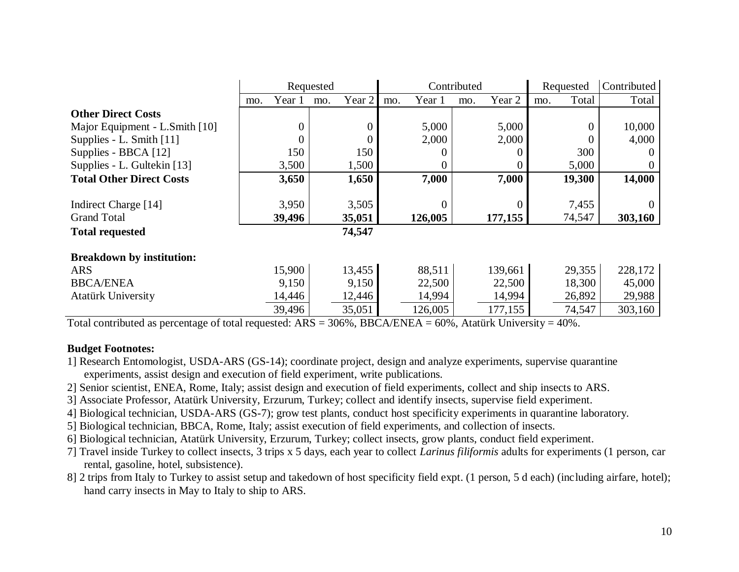| | Requested | | | | Contributed | | | | Requested | | Contributed |
|---|---|---|---|---|---|---|---|---|---|---|---|
| | mo. | Year 1 | mo. | Year 2 | mo. | Year 1 | mo. | Year 2 | mo. | Total | Total |
| **Other Direct Costs** | | | | | | | | | | | |
| Major Equipment - L.Smith [10] | | 0 | | 0 | | 5,000 | | 5,000 | | 0 | 10,000 |
| Supplies - L. Smith [11] | | 0 | | 0 | | 2,000 | | 2,000 | | 0 | 4,000 |
| Supplies - BBCA [12] | | 150 | | 150 | | 0 | | 0 | | 300 | 0 |
| Supplies - L. Gultekin [13] | | 3,500 | | 1,500 | | 0 | | 0 | | 5,000 | 0 |
| **Total Other Direct Costs** | | **3,650** | | **1,650** | | **7,000** | | **7,000** | | **19,300** | **14,000** |
| | | | | | | | | | | | |
| Indirect Charge [14] | | 3,950 | | 3,505 | | 0 | | 0 | | 7,455 | 0 |
| Grand Total | | **39,496** | | **35,051** | | **126,005** | | **177,155** | | 74,547 | **303,160** |
| **Total requested** | | | | **74,547** | | | | | | | |
| | | | | | | | | | | | |
| **Breakdown by institution:** | | | | | | | | | | | |
| ARS | | 15,900 | | 13,455 | | 88,511 | | 139,661 | | 29,355 | 228,172 |
| BBCA/ENEA | | 9,150 | | 9,150 | | 22,500 | | 22,500 | | 18,300 | 45,000 |
| Atatürk University | | 14,446 | | 12,446 | | 14,994 | | 14,994 | | 26,892 | 29,988 |
| | | 39,496 | | 35,051 | | 126,005 | | 177,155 | | 74,547 | 303,160 |

Total contributed as percentage of total requested: ARS = 306%, BBCA/ENEA = 60%, Atatürk University = 40%.

**Budget Footnotes:**

1] Research Entomologist, USDA-ARS (GS-14); coordinate project, design and analyze experiments, supervise quarantine experiments, assist design and execution of field experiment, write publications.

2] Senior scientist, ENEA, Rome, Italy; assist design and execution of field experiments, collect and ship insects to ARS.

3] Associate Professor, Atatürk University, Erzurum, Turkey; collect and identify insects, supervise field experiment.

4] Biological technician, USDA-ARS (GS-7); grow test plants, conduct host specificity experiments in quarantine laboratory.

5] Biological technician, BBCA, Rome, Italy; assist execution of field experiments, and collection of insects.

6] Biological technician, Atatürk University, Erzurum, Turkey; collect insects, grow plants, conduct field experiment.

7] Travel inside Turkey to collect insects, 3 trips x 5 days, each year to collect *Larinus filiformis* adults for experiments (1 person, car rental, gasoline, hotel, subsistence).

8] 2 trips from Italy to Turkey to assist setup and takedown of host specificity field expt. (1 person, 5 d each) (including airfare, hotel); hand carry insects in May to Italy to ship to ARS.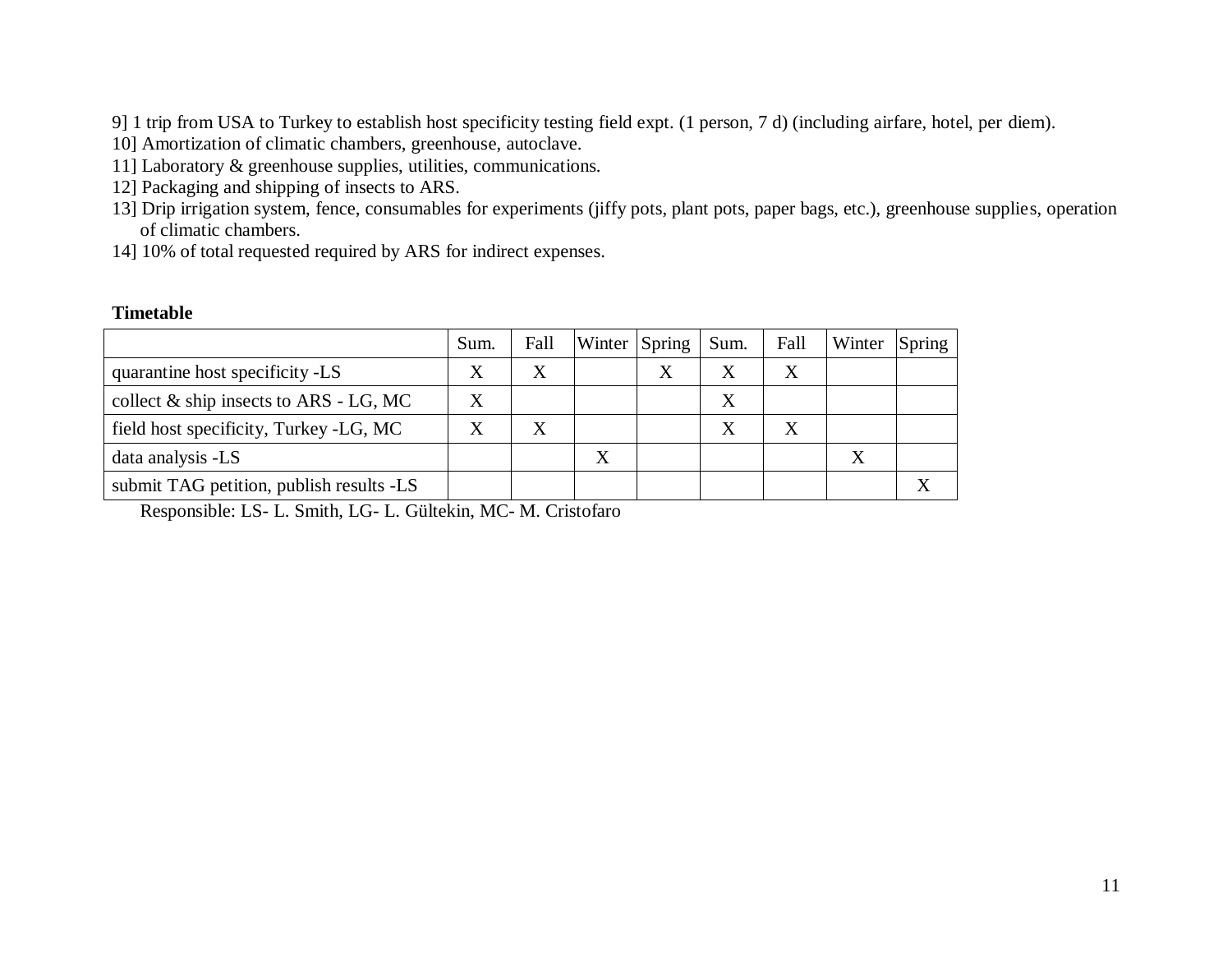9] 1 trip from USA to Turkey to establish host specificity testing field expt. (1 person, 7 d) (including airfare, hotel, per diem).
10] Amortization of climatic chambers, greenhouse, autoclave.
11] Laboratory & greenhouse supplies, utilities, communications.
12] Packaging and shipping of insects to ARS.
13] Drip irrigation system, fence, consumables for experiments (jiffy pots, plant pots, paper bags, etc.), greenhouse supplies, operation of climatic chambers.
14] 10% of total requested required by ARS for indirect expenses.

**Timetable**

| | Sum. | Fall | Winter | Spring | Sum. | Fall | Winter | Spring |
|---|---|---|---|---|---|---|---|---|
| quarantine host specificity -LS | X | X | | X | X | X | | |
| collect & ship insects to ARS - LG, MC | X | | | | X | | | |
| field host specificity, Turkey -LG, MC | X | X | | | X | X | | |
| data analysis -LS | | | X | | | | X | |
| submit TAG petition, publish results -LS | | | | | | | | X |

Responsible: LS- L. Smith, LG- L. Gültekin, MC- M. Cristofaro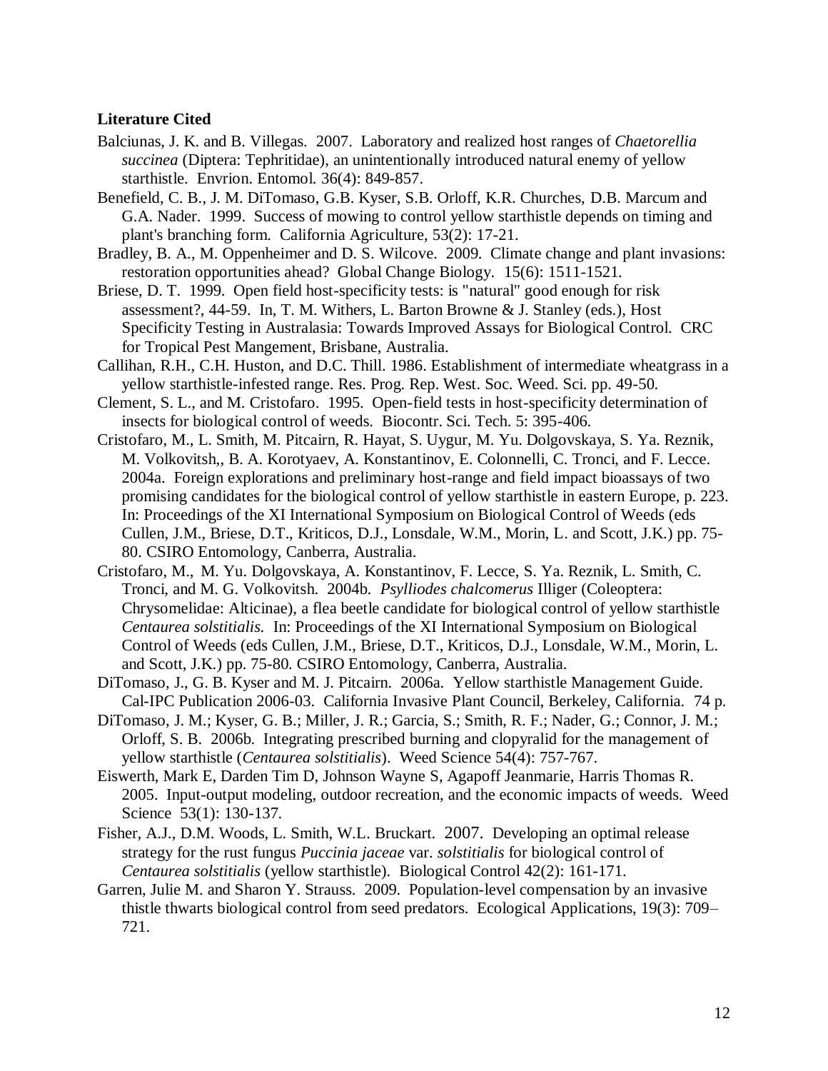**Literature Cited**

Balciunas, J. K. and B. Villegas. 2007. Laboratory and realized host ranges of *Chaetorellia succinea* (Diptera: Tephritidae), an unintentionally introduced natural enemy of yellow starthistle. Envrion. Entomol. 36(4): 849-857.

Benefield, C. B., J. M. DiTomaso, G.B. Kyser, S.B. Orloff, K.R. Churches, D.B. Marcum and G.A. Nader. 1999. Success of mowing to control yellow starthistle depends on timing and plant's branching form. California Agriculture, 53(2): 17-21.

Bradley, B. A., M. Oppenheimer and D. S. Wilcove. 2009. Climate change and plant invasions: restoration opportunities ahead? Global Change Biology. 15(6): 1511-1521.

Briese, D. T. 1999. Open field host-specificity tests: is "natural" good enough for risk assessment?, 44-59. In, T. M. Withers, L. Barton Browne & J. Stanley (eds.), Host Specificity Testing in Australasia: Towards Improved Assays for Biological Control. CRC for Tropical Pest Mangement, Brisbane, Australia.

Callihan, R.H., C.H. Huston, and D.C. Thill. 1986. Establishment of intermediate wheatgrass in a yellow starthistle-infested range. Res. Prog. Rep. West. Soc. Weed. Sci. pp. 49-50.

Clement, S. L., and M. Cristofaro. 1995. Open-field tests in host-specificity determination of insects for biological control of weeds. Biocontr. Sci. Tech. 5: 395-406.

Cristofaro, M., L. Smith, M. Pitcairn, R. Hayat, S. Uygur, M. Yu. Dolgovskaya, S. Ya. Reznik, M. Volkovitsh,, B. A. Korotyaev, A. Konstantinov, E. Colonnelli, C. Tronci, and F. Lecce. 2004a. Foreign explorations and preliminary host-range and field impact bioassays of two promising candidates for the biological control of yellow starthistle in eastern Europe, p. 223. In: Proceedings of the XI International Symposium on Biological Control of Weeds (eds Cullen, J.M., Briese, D.T., Kriticos, D.J., Lonsdale, W.M., Morin, L. and Scott, J.K.) pp. 75-80. CSIRO Entomology, Canberra, Australia.

Cristofaro, M., M. Yu. Dolgovskaya, A. Konstantinov, F. Lecce, S. Ya. Reznik, L. Smith, C. Tronci, and M. G. Volkovitsh. 2004b. *Psylliodes chalcomerus* Illiger (Coleoptera: Chrysomelidae: Alticinae), a flea beetle candidate for biological control of yellow starthistle *Centaurea solstitialis*. In: Proceedings of the XI International Symposium on Biological Control of Weeds (eds Cullen, J.M., Briese, D.T., Kriticos, D.J., Lonsdale, W.M., Morin, L. and Scott, J.K.) pp. 75-80. CSIRO Entomology, Canberra, Australia.

DiTomaso, J., G. B. Kyser and M. J. Pitcairn. 2006a. Yellow starthistle Management Guide. Cal-IPC Publication 2006-03. California Invasive Plant Council, Berkeley, California. 74 p.

DiTomaso, J. M.; Kyser, G. B.; Miller, J. R.; Garcia, S.; Smith, R. F.; Nader, G.; Connor, J. M.; Orloff, S. B. 2006b. Integrating prescribed burning and clopyralid for the management of yellow starthistle (*Centaurea solstitialis*). Weed Science 54(4): 757-767.

Eiswerth, Mark E, Darden Tim D, Johnson Wayne S, Agapoff Jeanmarie, Harris Thomas R. 2005. Input-output modeling, outdoor recreation, and the economic impacts of weeds. Weed Science 53(1): 130-137.

Fisher, A.J., D.M. Woods, L. Smith, W.L. Bruckart. 2007. Developing an optimal release strategy for the rust fungus *Puccinia jaceae* var. *solstitialis* for biological control of *Centaurea solstitialis* (yellow starthistle). Biological Control 42(2): 161-171.

Garren, Julie M. and Sharon Y. Strauss. 2009. Population-level compensation by an invasive thistle thwarts biological control from seed predators. Ecological Applications, 19(3): 709–721.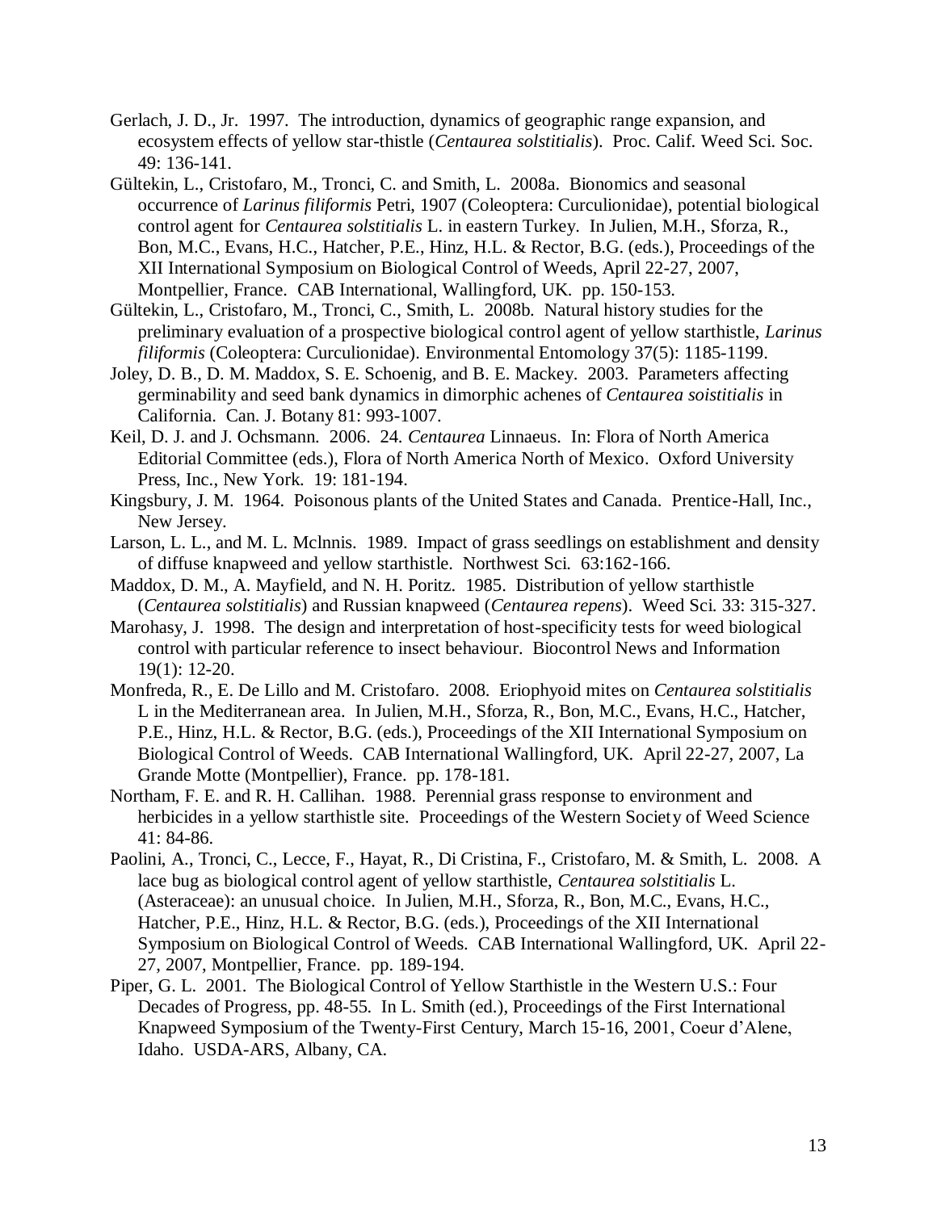Gerlach, J. D., Jr. 1997. The introduction, dynamics of geographic range expansion, and ecosystem effects of yellow star-thistle (*Centaurea solstitialis*). Proc. Calif. Weed Sci. Soc. 49: 136-141.

Gültekin, L., Cristofaro, M., Tronci, C. and Smith, L. 2008a. Bionomics and seasonal occurrence of *Larinus filiformis* Petri, 1907 (Coleoptera: Curculionidae), potential biological control agent for *Centaurea solstitialis* L. in eastern Turkey. In Julien, M.H., Sforza, R., Bon, M.C., Evans, H.C., Hatcher, P.E., Hinz, H.L. & Rector, B.G. (eds.), Proceedings of the XII International Symposium on Biological Control of Weeds, April 22-27, 2007, Montpellier, France. CAB International, Wallingford, UK. pp. 150-153.

Gültekin, L., Cristofaro, M., Tronci, C., Smith, L. 2008b. Natural history studies for the preliminary evaluation of a prospective biological control agent of yellow starthistle, *Larinus filiformis* (Coleoptera: Curculionidae). Environmental Entomology 37(5): 1185-1199.

Joley, D. B., D. M. Maddox, S. E. Schoenig, and B. E. Mackey. 2003. Parameters affecting germinability and seed bank dynamics in dimorphic achenes of *Centaurea soistitialis* in California. Can. J. Botany 81: 993-1007.

Keil, D. J. and J. Ochsmann. 2006. 24. *Centaurea* Linnaeus. In: Flora of North America Editorial Committee (eds.), Flora of North America North of Mexico. Oxford University Press, Inc., New York. 19: 181-194.

Kingsbury, J. M. 1964. Poisonous plants of the United States and Canada. Prentice-Hall, Inc., New Jersey.

Larson, L. L., and M. L. Mclnnis. 1989. Impact of grass seedlings on establishment and density of diffuse knapweed and yellow starthistle. Northwest Sci. 63:162-166.

Maddox, D. M., A. Mayfield, and N. H. Poritz. 1985. Distribution of yellow starthistle (*Centaurea solstitialis*) and Russian knapweed (*Centaurea repens*). Weed Sci. 33: 315-327.

Marohasy, J. 1998. The design and interpretation of host-specificity tests for weed biological control with particular reference to insect behaviour. Biocontrol News and Information 19(1): 12-20.

Monfreda, R., E. De Lillo and M. Cristofaro. 2008. Eriophyoid mites on *Centaurea solstitialis* L in the Mediterranean area. In Julien, M.H., Sforza, R., Bon, M.C., Evans, H.C., Hatcher, P.E., Hinz, H.L. & Rector, B.G. (eds.), Proceedings of the XII International Symposium on Biological Control of Weeds. CAB International Wallingford, UK. April 22-27, 2007, La Grande Motte (Montpellier), France. pp. 178-181.

Northam, F. E. and R. H. Callihan. 1988. Perennial grass response to environment and herbicides in a yellow starthistle site. Proceedings of the Western Society of Weed Science 41: 84-86.

Paolini, A., Tronci, C., Lecce, F., Hayat, R., Di Cristina, F., Cristofaro, M. & Smith, L. 2008. A lace bug as biological control agent of yellow starthistle, *Centaurea solstitialis* L. (Asteraceae): an unusual choice. In Julien, M.H., Sforza, R., Bon, M.C., Evans, H.C., Hatcher, P.E., Hinz, H.L. & Rector, B.G. (eds.), Proceedings of the XII International Symposium on Biological Control of Weeds. CAB International Wallingford, UK. April 22-27, 2007, Montpellier, France. pp. 189-194.

Piper, G. L. 2001. The Biological Control of Yellow Starthistle in the Western U.S.: Four Decades of Progress, pp. 48-55. In L. Smith (ed.), Proceedings of the First International Knapweed Symposium of the Twenty-First Century, March 15-16, 2001, Coeur d'Alene, Idaho. USDA-ARS, Albany, CA.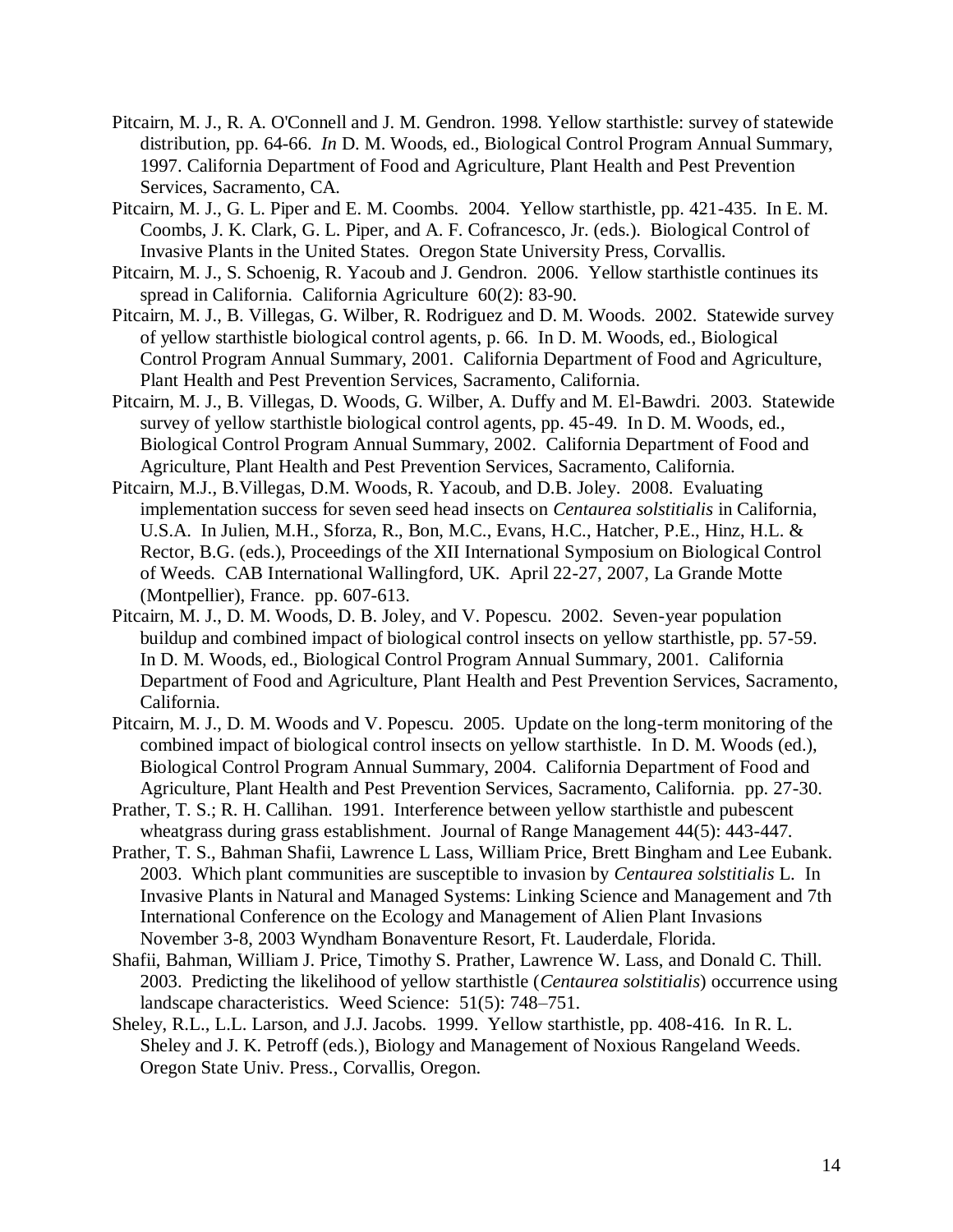Pitcairn, M. J., R. A. O'Connell and J. M. Gendron. 1998. Yellow starthistle: survey of statewide distribution, pp. 64-66. *In* D. M. Woods, ed., Biological Control Program Annual Summary, 1997. California Department of Food and Agriculture, Plant Health and Pest Prevention Services, Sacramento, CA.

Pitcairn, M. J., G. L. Piper and E. M. Coombs. 2004. Yellow starthistle, pp. 421-435. In E. M. Coombs, J. K. Clark, G. L. Piper, and A. F. Cofrancesco, Jr. (eds.). Biological Control of Invasive Plants in the United States. Oregon State University Press, Corvallis.

Pitcairn, M. J., S. Schoenig, R. Yacoub and J. Gendron. 2006. Yellow starthistle continues its spread in California. California Agriculture 60(2): 83-90.

Pitcairn, M. J., B. Villegas, G. Wilber, R. Rodriguez and D. M. Woods. 2002. Statewide survey of yellow starthistle biological control agents, p. 66. In D. M. Woods, ed., Biological Control Program Annual Summary, 2001. California Department of Food and Agriculture, Plant Health and Pest Prevention Services, Sacramento, California.

Pitcairn, M. J., B. Villegas, D. Woods, G. Wilber, A. Duffy and M. El-Bawdri. 2003. Statewide survey of yellow starthistle biological control agents, pp. 45-49. In D. M. Woods, ed., Biological Control Program Annual Summary, 2002. California Department of Food and Agriculture, Plant Health and Pest Prevention Services, Sacramento, California.

Pitcairn, M.J., B.Villegas, D.M. Woods, R. Yacoub, and D.B. Joley. 2008. Evaluating implementation success for seven seed head insects on *Centaurea solstitialis* in California, U.S.A. In Julien, M.H., Sforza, R., Bon, M.C., Evans, H.C., Hatcher, P.E., Hinz, H.L. & Rector, B.G. (eds.), Proceedings of the XII International Symposium on Biological Control of Weeds. CAB International Wallingford, UK. April 22-27, 2007, La Grande Motte (Montpellier), France. pp. 607-613.

Pitcairn, M. J., D. M. Woods, D. B. Joley, and V. Popescu. 2002. Seven-year population buildup and combined impact of biological control insects on yellow starthistle, pp. 57-59. In D. M. Woods, ed., Biological Control Program Annual Summary, 2001. California Department of Food and Agriculture, Plant Health and Pest Prevention Services, Sacramento, California.

Pitcairn, M. J., D. M. Woods and V. Popescu. 2005. Update on the long-term monitoring of the combined impact of biological control insects on yellow starthistle. In D. M. Woods (ed.), Biological Control Program Annual Summary, 2004. California Department of Food and Agriculture, Plant Health and Pest Prevention Services, Sacramento, California. pp. 27-30.

Prather, T. S.; R. H. Callihan. 1991. Interference between yellow starthistle and pubescent wheatgrass during grass establishment. Journal of Range Management 44(5): 443-447.

Prather, T. S., Bahman Shafii, Lawrence L Lass, William Price, Brett Bingham and Lee Eubank. 2003. Which plant communities are susceptible to invasion by *Centaurea solstitialis* L. In Invasive Plants in Natural and Managed Systems: Linking Science and Management and 7th International Conference on the Ecology and Management of Alien Plant Invasions November 3-8, 2003 Wyndham Bonaventure Resort, Ft. Lauderdale, Florida.

Shafii, Bahman, William J. Price, Timothy S. Prather, Lawrence W. Lass, and Donald C. Thill. 2003. Predicting the likelihood of yellow starthistle (*Centaurea solstitialis*) occurrence using landscape characteristics. Weed Science: 51(5): 748–751.

Sheley, R.L., L.L. Larson, and J.J. Jacobs. 1999. Yellow starthistle, pp. 408-416. In R. L. Sheley and J. K. Petroff (eds.), Biology and Management of Noxious Rangeland Weeds. Oregon State Univ. Press., Corvallis, Oregon.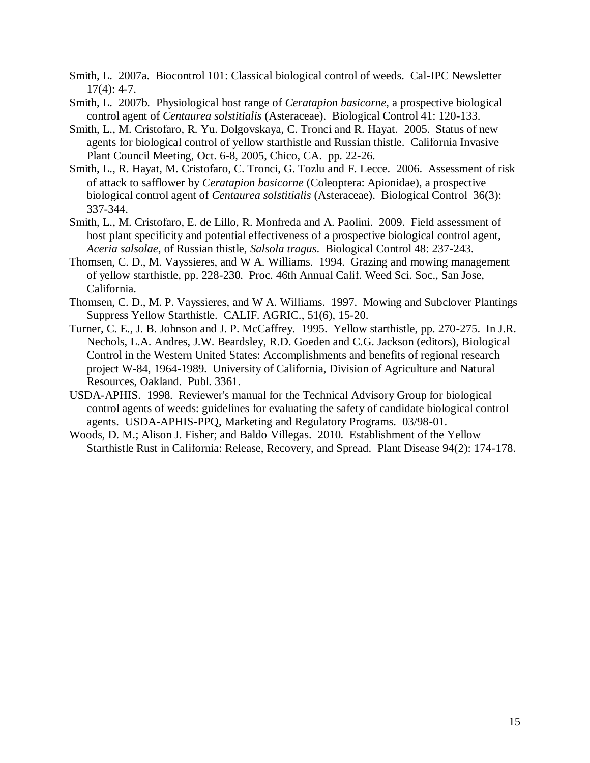Smith, L. 2007a. Biocontrol 101: Classical biological control of weeds. Cal-IPC Newsletter 17(4): 4-7.

Smith, L. 2007b. Physiological host range of *Ceratapion basicorne*, a prospective biological control agent of *Centaurea solstitialis* (Asteraceae). Biological Control 41: 120-133.

Smith, L., M. Cristofaro, R. Yu. Dolgovskaya, C. Tronci and R. Hayat. 2005. Status of new agents for biological control of yellow starthistle and Russian thistle. California Invasive Plant Council Meeting, Oct. 6-8, 2005, Chico, CA. pp. 22-26.

Smith, L., R. Hayat, M. Cristofaro, C. Tronci, G. Tozlu and F. Lecce. 2006. Assessment of risk of attack to safflower by *Ceratapion basicorne* (Coleoptera: Apionidae), a prospective biological control agent of *Centaurea solstitialis* (Asteraceae). Biological Control 36(3): 337-344.

Smith, L., M. Cristofaro, E. de Lillo, R. Monfreda and A. Paolini. 2009. Field assessment of host plant specificity and potential effectiveness of a prospective biological control agent, *Aceria salsolae*, of Russian thistle, *Salsola tragus*. Biological Control 48: 237-243.

Thomsen, C. D., M. Vayssieres, and W A. Williams. 1994. Grazing and mowing management of yellow starthistle, pp. 228-230. Proc. 46th Annual Calif. Weed Sci. Soc., San Jose, California.

Thomsen, C. D., M. P. Vayssieres, and W A. Williams. 1997. Mowing and Subclover Plantings Suppress Yellow Starthistle. CALIF. AGRIC., 51(6), 15-20.

Turner, C. E., J. B. Johnson and J. P. McCaffrey. 1995. Yellow starthistle, pp. 270-275. In J.R. Nechols, L.A. Andres, J.W. Beardsley, R.D. Goeden and C.G. Jackson (editors), Biological Control in the Western United States: Accomplishments and benefits of regional research project W-84, 1964-1989. University of California, Division of Agriculture and Natural Resources, Oakland. Publ. 3361.

USDA-APHIS. 1998. Reviewer's manual for the Technical Advisory Group for biological control agents of weeds: guidelines for evaluating the safety of candidate biological control agents. USDA-APHIS-PPQ, Marketing and Regulatory Programs. 03/98-01.

Woods, D. M.; Alison J. Fisher; and Baldo Villegas. 2010. Establishment of the Yellow Starthistle Rust in California: Release, Recovery, and Spread. Plant Disease 94(2): 174-178.